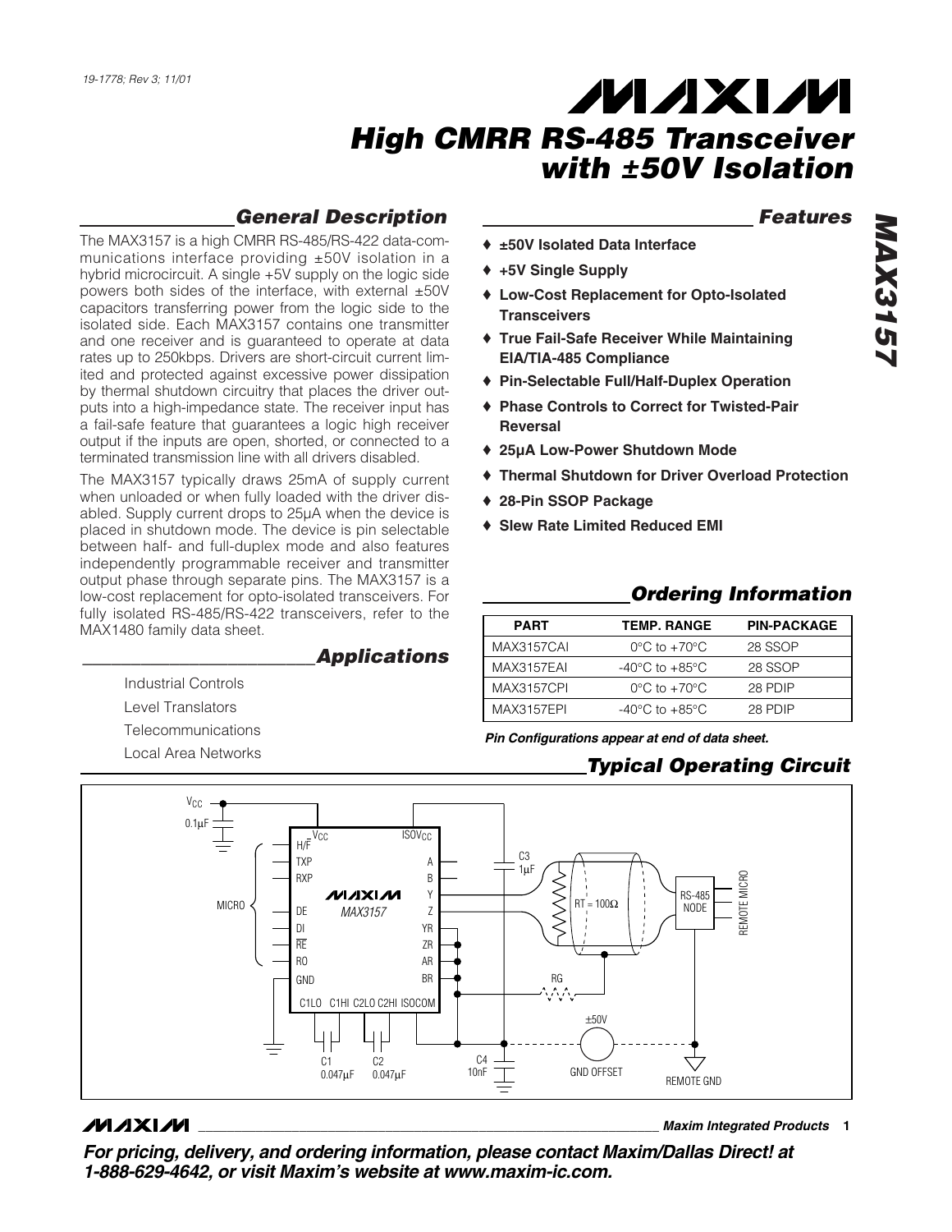19-1778; Rev 3; 11/01

# High CMRR RS-485 Transceiver with ±50V Isolation

## General Description

The MAX3157 is a high CMRR RS-485/RS-422 data-communications interface providing ±50V isolation in a hybrid microcircuit. A single +5V supply on the logic side powers both sides of the interface, with external ±50V capacitors transferring power from the logic side to the isolated side. Each MAX3157 contains one transmitter and one receiver and is guaranteed to operate at data rates up to 250kbps. Drivers are short-circuit current limited and protected against excessive power dissipation by thermal shutdown circuitry that places the driver outputs into a high-impedance state. The receiver input has a fail-safe feature that guarantees a logic high receiver output if the inputs are open, shorted, or connected to a terminated transmission line with all drivers disabled.

The MAX3157 typically draws 25mA of supply current when unloaded or when fully loaded with the driver disabled. Supply current drops to 25µA when the device is placed in shutdown mode. The device is pin selectable between half- and full-duplex mode and also features independently programmable receiver and transmitter output phase through separate pins. The MAX3157 is a low-cost replacement for opto-isolated transceivers. For fully isolated RS-485/RS-422 transceivers, refer to the MAX1480 family data sheet.

## Applications

Industrial Controls

Level Translators

Telecommunications

Local Area Networks

## Features

- ♦ ±50V Isolated Data Interface
- ♦ +5V Single Supply
- ♦ Low-Cost Replacement for Opto-Isolated Transceivers
- ♦ True Fail-Safe Receiver While Maintaining EIA/TIA-485 Compliance
- ♦ Pin-Selectable Full/Half-Duplex Operation
- ♦ Phase Controls to Correct for Twisted-Pair Reversal
- ♦ 25µA Low-Power Shutdown Mode
- ♦ Thermal Shutdown for Driver Overload Protection
- ♦ 28-Pin SSOP Package
- ♦ Slew Rate Limited Reduced EMI

## Ordering Information

| PART | TEMP. RANGE | PIN-PACKAGE |
|---|---|---|
| MAX3157CAI | 0°C to +70°C | 28 SSOP |
| MAX3157EAI | -40°C to +85°C | 28 SSOP |
| MAX3157CPI | 0°C to +70°C | 28 PDIP |
| MAX3157EPI | -40°C to +85°C | 28 PDIP |

*Pin Configurations appear at end of data sheet.*

## Typical Operating Circuit

For pricing, delivery, and ordering information, please contact Maxim/Dallas Direct! at 1-888-629-4642, or visit Maxim's website at www.maxim-ic.com.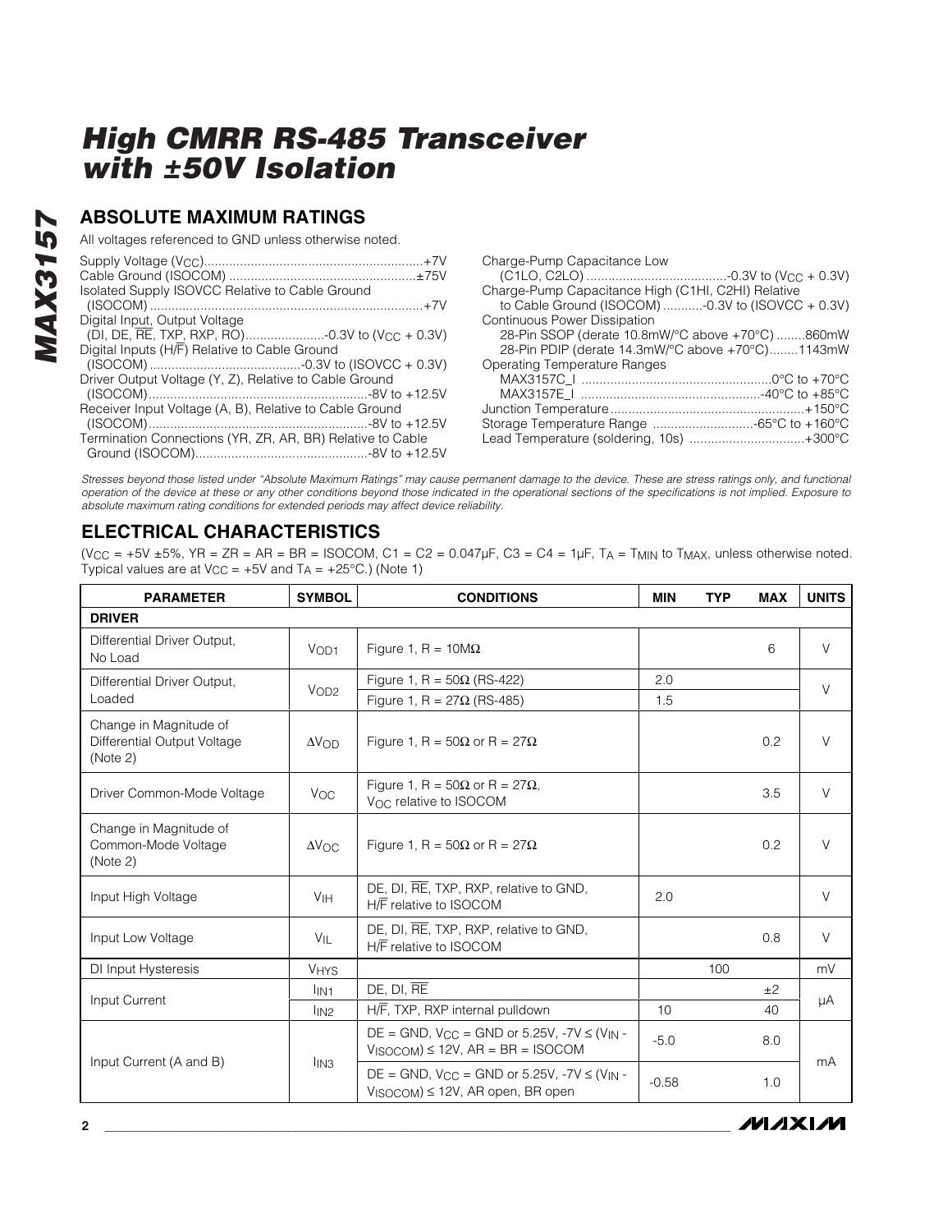## ABSOLUTE MAXIMUM RATINGS

All voltages referenced to GND unless otherwise noted.

Supply Voltage ($V_{CC}$) ....................................................+7V
Cable Ground (ISOCOM) ....................................................±75V
Isolated Supply ISOVCC Relative to Cable Ground (ISOCOM) ....................................................+7V
Digital Input, Output Voltage (DI, DE, $\overline{RE}$, TXP, RXP, RO) ....................-0.3V to ($V_{CC}$ + 0.3V)
Digital Inputs (H/$\overline{F}$) Relative to Cable Ground (ISOCOM) ....................-0.3V to (ISOVCC + 0.3V)
Driver Output Voltage (Y, Z), Relative to Cable Ground (ISOCOM) ....................-8V to +12.5V
Receiver Input Voltage (A, B), Relative to Cable Ground (ISOCOM) ....................-8V to +12.5V
Termination Connections (YR, ZR, AR, BR) Relative to Cable Ground (ISOCOM) ....................-8V to +12.5V
Charge-Pump Capacitance Low (C1LO, C2LO) ....................-0.3V to ($V_{CC}$ + 0.3V)
Charge-Pump Capacitance High (C1HI, C2HI) Relative to Cable Ground (ISOCOM) ....................-0.3V to (ISOVCC + 0.3V)
Continuous Power Dissipation
28-Pin SSOP (derate 10.8mW/°C above +70°C) ........860mW
28-Pin PDIP (derate 14.3mW/°C above +70°C)........1143mW
Operating Temperature Ranges
MAX3157C_I ....................................................0°C to +70°C
MAX3157E_I ....................................................-40°C to +85°C
Junction Temperature ....................................................+150°C
Storage Temperature Range ....................-65°C to +160°C
Lead Temperature (soldering, 10s) ....................+300°C

*Stresses beyond those listed under "Absolute Maximum Ratings" may cause permanent damage to the device. These are stress ratings only, and functional operation of the device at these or any other conditions beyond those indicated in the operational sections of the specifications is not implied. Exposure to absolute maximum rating conditions for extended periods may affect device reliability.*

## ELECTRICAL CHARACTERISTICS

($V_{CC}$ = +5V ±5%, YR = ZR = AR = BR = ISOCOM, C1 = C2 = 0.047µF, C3 = C4 = 1µF, $T_A$ = $T_{MIN}$ to $T_{MAX}$, unless otherwise noted. Typical values are at $V_{CC}$ = +5V and $T_A$ = +25°C.) (Note 1)

| PARAMETER | SYMBOL | CONDITIONS | MIN | TYP | MAX | UNITS |
|---|---|---|---|---|---|---|
| **DRIVER** | | | | | | |
| Differential Driver Output, No Load | $V_{OD1}$ | Figure 1, R = 10MΩ | | | 6 | V |
| Differential Driver Output, Loaded | $V_{OD2}$ | Figure 1, R = 50Ω (RS-422) | 2.0 | | | V |
| | | Figure 1, R = 27Ω (RS-485) | 1.5 | | | |
| Change in Magnitude of Differential Output Voltage (Note 2) | $\Delta V_{OD}$ | Figure 1, R = 50Ω or R = 27Ω | | | 0.2 | V |
| Driver Common-Mode Voltage | $V_{OC}$ | Figure 1, R = 50Ω or R = 27Ω, $V_{OC}$ relative to ISOCOM | | | 3.5 | V |
| Change in Magnitude of Common-Mode Voltage (Note 2) | $\Delta V_{OC}$ | Figure 1, R = 50Ω or R = 27Ω | | | 0.2 | V |
| Input High Voltage | $V_{IH}$ | DE, DI, $\overline{RE}$, TXP, RXP, relative to GND, H/$\overline{F}$ relative to ISOCOM | 2.0 | | | V |
| Input Low Voltage | $V_{IL}$ | DE, DI, $\overline{RE}$, TXP, RXP, relative to GND, H/$\overline{F}$ relative to ISOCOM | | | 0.8 | V |
| DI Input Hysteresis | $V_{HYS}$ | | | 100 | | mV |
| Input Current | $I_{IN1}$ | DE, DI, $\overline{RE}$ | | | ±2 | µA |
| | $I_{IN2}$ | H/$\overline{F}$, TXP, RXP internal pulldown | 10 | | 40 | |
| Input Current (A and B) | $I_{IN3}$ | DE = GND, $V_{CC}$ = GND or 5.25V, -7V ≤ ($V_{IN}$ - $V_{ISOCOM}$) ≤ 12V, AR = BR = ISOCOM | -5.0 | | 8.0 | mA |
| | | DE = GND, $V_{CC}$ = GND or 5.25V, -7V ≤ ($V_{IN}$ - $V_{ISOCOM}$) ≤ 12V, AR open, BR open | -0.58 | | 1.0 | |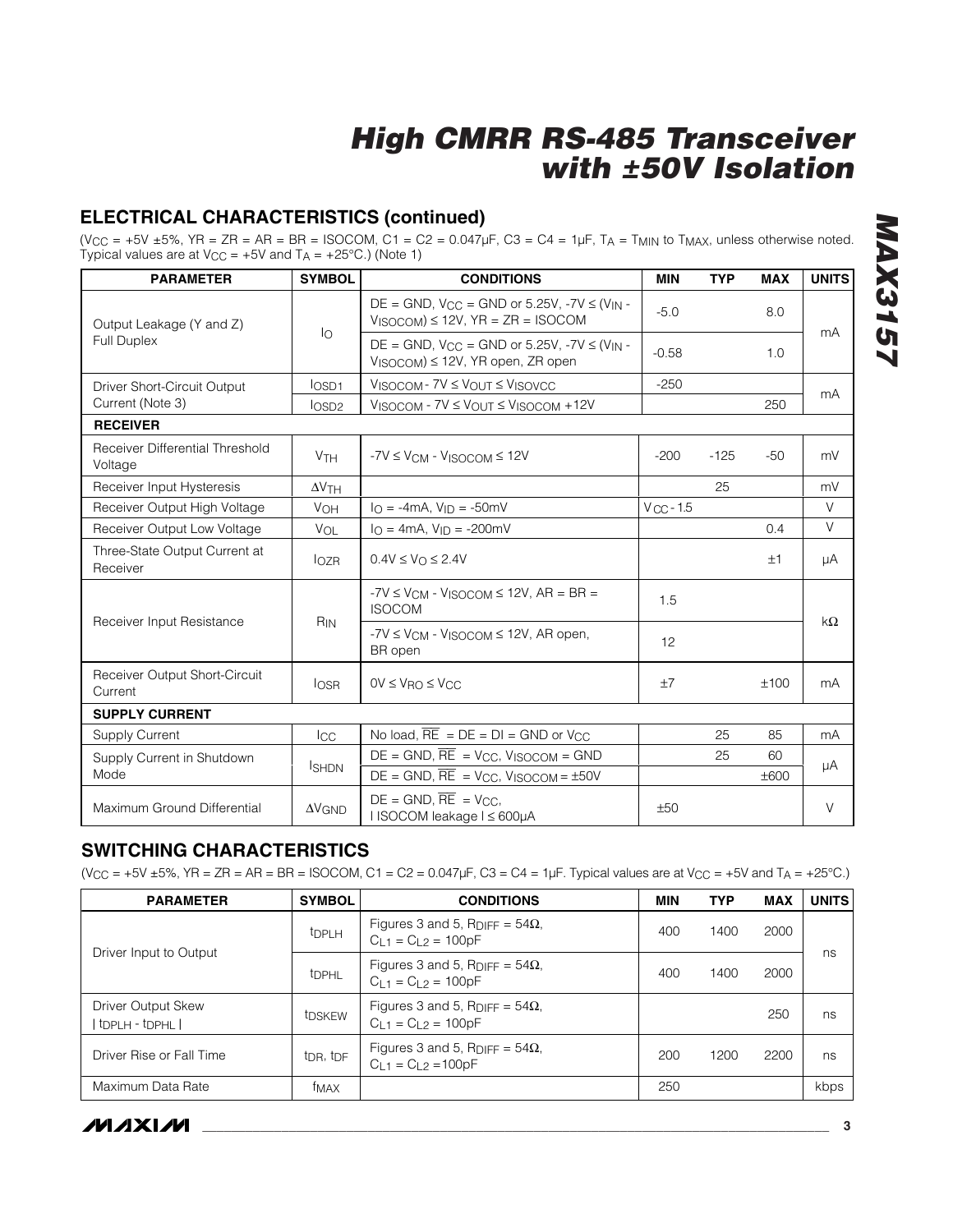## ELECTRICAL CHARACTERISTICS (continued)

($V_{CC}$ = +5V ±5%, YR = ZR = AR = BR = ISOCOM, C1 = C2 = 0.047µF, C3 = C4 = 1µF, $T_A$ = $T_{MIN}$ to $T_{MAX}$, unless otherwise noted. Typical values are at $V_{CC}$ = +5V and $T_A$ = +25°C.) (Note 1)

| PARAMETER | SYMBOL | CONDITIONS | MIN | TYP | MAX | UNITS |
|---|---|---|---|---|---|---|
| Output Leakage (Y and Z) Full Duplex | $I_O$ | DE = GND, $V_{CC}$ = GND or 5.25V, -7V ≤ ($V_{IN}$ - $V_{ISOCOM}$) ≤ 12V, YR = ZR = ISOCOM | -5.0 | | 8.0 | mA |
| | | DE = GND, $V_{CC}$ = GND or 5.25V, -7V ≤ ($V_{IN}$ - $V_{ISOCOM}$) ≤ 12V, YR open, ZR open | -0.58 | | 1.0 | |
| Driver Short-Circuit Output Current (Note 3) | $I_{OSD1}$ | $V_{ISOCOM}$ - 7V ≤ $V_{OUT}$ ≤ $V_{ISOVCC}$ | -250 | | | mA |
| | $I_{OSD2}$ | $V_{ISOCOM}$ - 7V ≤ $V_{OUT}$ ≤ $V_{ISOCOM}$ +12V | | | 250 | |
| **RECEIVER** | | | | | | |
| Receiver Differential Threshold Voltage | $V_{TH}$ | -7V ≤ $V_{CM}$ - $V_{ISOCOM}$ ≤ 12V | -200 | -125 | -50 | mV |
| Receiver Input Hysteresis | $\Delta V_{TH}$ | | | 25 | | mV |
| Receiver Output High Voltage | $V_{OH}$ | $I_O$ = -4mA, $V_{ID}$ = -50mV | $V_{CC}$ - 1.5 | | | V |
| Receiver Output Low Voltage | $V_{OL}$ | $I_O$ = 4mA, $V_{ID}$ = -200mV | | | 0.4 | V |
| Three-State Output Current at Receiver | $I_{OZR}$ | 0.4V ≤ $V_O$ ≤ 2.4V | | | ±1 | µA |
| Receiver Input Resistance | $R_{IN}$ | -7V ≤ $V_{CM}$ - $V_{ISOCOM}$ ≤ 12V, AR = BR = ISOCOM | 1.5 | | | kΩ |
| | | -7V ≤ $V_{CM}$ - $V_{ISOCOM}$ ≤ 12V, AR open, BR open | 12 | | | |
| Receiver Output Short-Circuit Current | $I_{OSR}$ | 0V ≤ $V_{RO}$ ≤ $V_{CC}$ | ±7 | | ±100 | mA |
| **SUPPLY CURRENT** | | | | | | |
| Supply Current | $I_{CC}$ | No load, $\overline{RE}$ = DE = DI = GND or $V_{CC}$ | | 25 | 85 | mA |
| Supply Current in Shutdown Mode | $I_{SHDN}$ | DE = GND, $\overline{RE}$ = $V_{CC}$, $V_{ISOCOM}$ = GND | | 25 | 60 | µA |
| | | DE = GND, $\overline{RE}$ = $V_{CC}$, $V_{ISOCOM}$ = ±50V | | | ±600 | |
| Maximum Ground Differential | $\Delta V_{GND}$ | DE = GND, $\overline{RE}$ = $V_{CC}$, \| ISOCOM leakage \| ≤ 600µA | ±50 | | | V |

## SWITCHING CHARACTERISTICS

($V_{CC}$ = +5V ±5%, YR = ZR = AR = BR = ISOCOM, C1 = C2 = 0.047µF, C3 = C4 = 1µF. Typical values are at $V_{CC}$ = +5V and $T_A$ = +25°C.)

| PARAMETER | SYMBOL | CONDITIONS | MIN | TYP | MAX | UNITS |
|---|---|---|---|---|---|---|
| Driver Input to Output | $t_{DPLH}$ | Figures 3 and 5, $R_{DIFF}$ = 54Ω, $C_{L1}$ = $C_{L2}$ = 100pF | 400 | 1400 | 2000 | ns |
| | $t_{DPHL}$ | Figures 3 and 5, $R_{DIFF}$ = 54Ω, $C_{L1}$ = $C_{L2}$ = 100pF | 400 | 1400 | 2000 | |
| Driver Output Skew \| $t_{DPLH}$ - $t_{DPHL}$ \| | $t_{DSKEW}$ | Figures 3 and 5, $R_{DIFF}$ = 54Ω, $C_{L1}$ = $C_{L2}$ = 100pF | | | 250 | ns |
| Driver Rise or Fall Time | $t_{DR}$, $t_{DF}$ | Figures 3 and 5, $R_{DIFF}$ = 54Ω, $C_{L1}$ = $C_{L2}$ =100pF | 200 | 1200 | 2200 | ns |
| Maximum Data Rate | $f_{MAX}$ | | 250 | | | kbps |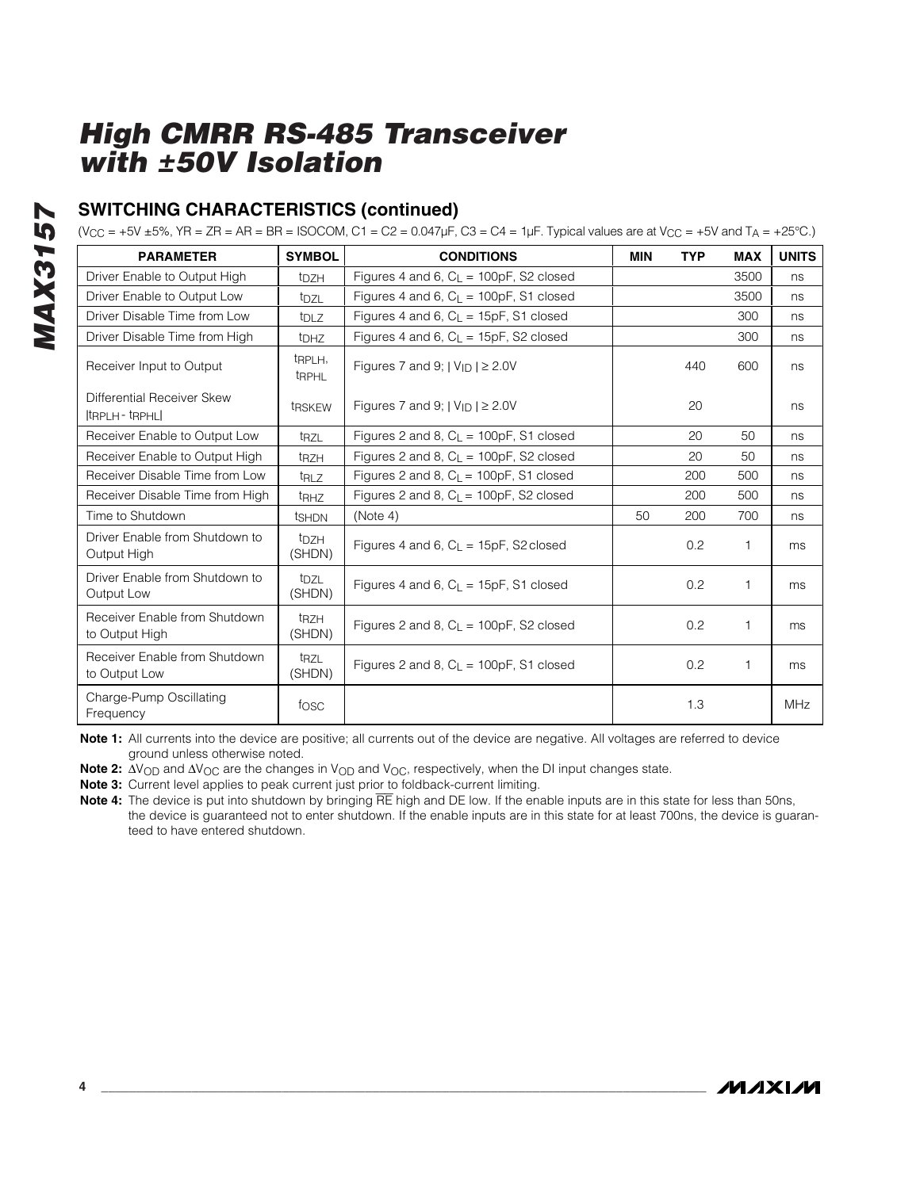## SWITCHING CHARACTERISTICS (continued)

($V_{CC}$ = +5V ±5%, YR = ZR = AR = BR = ISOCOM, C1 = C2 = 0.047µF, C3 = C4 = 1µF. Typical values are at $V_{CC}$ = +5V and $T_A$ = +25°C.)

| PARAMETER | SYMBOL | CONDITIONS | MIN | TYP | MAX | UNITS |
|---|---|---|---|---|---|---|
| Driver Enable to Output High | $t_{DZH}$ | Figures 4 and 6, $C_L$ = 100pF, S2 closed | | | 3500 | ns |
| Driver Enable to Output Low | $t_{DZL}$ | Figures 4 and 6, $C_L$ = 100pF, S1 closed | | | 3500 | ns |
| Driver Disable Time from Low | $t_{DLZ}$ | Figures 4 and 6, $C_L$ = 15pF, S1 closed | | | 300 | ns |
| Driver Disable Time from High | $t_{DHZ}$ | Figures 4 and 6, $C_L$ = 15pF, S2 closed | | | 300 | ns |
| Receiver Input to Output | $t_{RPLH}$, $t_{RPHL}$ | Figures 7 and 9; $\vert V_{ID} \vert \geq 2.0V$ | | 440 | 600 | ns |
| Differential Receiver Skew $\vert t_{RPLH} - t_{RPHL} \vert$ | $t_{RSKEW}$ | Figures 7 and 9; $\vert V_{ID} \vert \geq 2.0V$ | | 20 | | ns |
| Receiver Enable to Output Low | $t_{RZL}$ | Figures 2 and 8, $C_L$ = 100pF, S1 closed | | 20 | 50 | ns |
| Receiver Enable to Output High | $t_{RZH}$ | Figures 2 and 8, $C_L$ = 100pF, S2 closed | | 20 | 50 | ns |
| Receiver Disable Time from Low | $t_{RLZ}$ | Figures 2 and 8, $C_L$ = 100pF, S1 closed | | 200 | 500 | ns |
| Receiver Disable Time from High | $t_{RHZ}$ | Figures 2 and 8, $C_L$ = 100pF, S2 closed | | 200 | 500 | ns |
| Time to Shutdown | $t_{SHDN}$ | (Note 4) | 50 | 200 | 700 | ns |
| Driver Enable from Shutdown to Output High | $t_{DZH}$ (SHDN) | Figures 4 and 6, $C_L$ = 15pF, S2 closed | | 0.2 | 1 | ms |
| Driver Enable from Shutdown to Output Low | $t_{DZL}$ (SHDN) | Figures 4 and 6, $C_L$ = 15pF, S1 closed | | 0.2 | 1 | ms |
| Receiver Enable from Shutdown to Output High | $t_{RZH}$ (SHDN) | Figures 2 and 8, $C_L$ = 100pF, S2 closed | | 0.2 | 1 | ms |
| Receiver Enable from Shutdown to Output Low | $t_{RZL}$ (SHDN) | Figures 2 and 8, $C_L$ = 100pF, S1 closed | | 0.2 | 1 | ms |
| Charge-Pump Oscillating Frequency | $f_{OSC}$ | | | 1.3 | | MHz |

**Note 1:** All currents into the device are positive; all currents out of the device are negative. All voltages are referred to device ground unless otherwise noted.

**Note 2:** $\Delta V_{OD}$ and $\Delta V_{OC}$ are the changes in $V_{OD}$ and $V_{OC}$, respectively, when the DI input changes state.

**Note 3:** Current level applies to peak current just prior to foldback-current limiting.

**Note 4:** The device is put into shutdown by bringing $\overline{RE}$ high and DE low. If the enable inputs are in this state for less than 50ns, the device is guaranteed not to enter shutdown. If the enable inputs are in this state for at least 700ns, the device is guaranteed to have entered shutdown.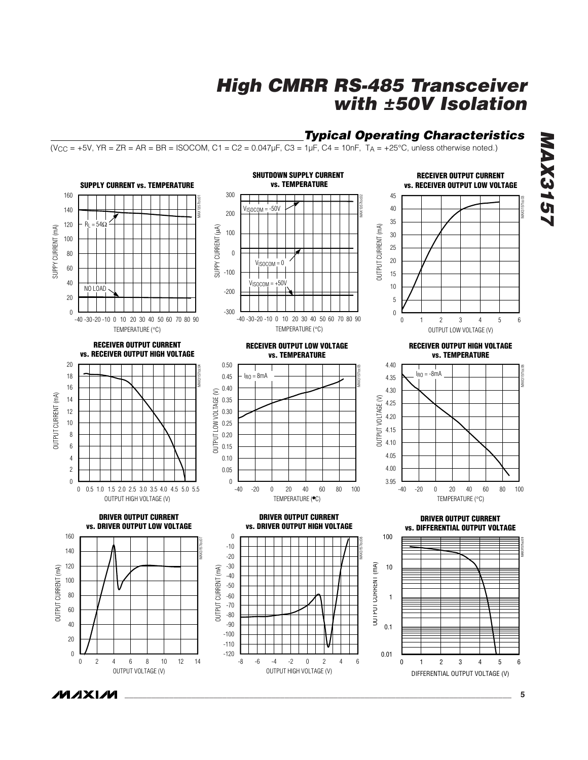## Typical Operating Characteristics

($V_{CC}$ = +5V, YR = ZR = AR = BR = ISOCOM, C1 = C2 = 0.047µF, C3 = 1µF, C4 = 10nF, $T_A$ = +25°C, unless otherwise noted.)

**SUPPLY CURRENT vs. TEMPERATURE**

**SHUTDOWN SUPPLY CURRENT vs. TEMPERATURE**

**RECEIVER OUTPUT CURRENT vs. RECEIVER OUTPUT LOW VOLTAGE**

**RECEIVER OUTPUT CURRENT vs. RECEIVER OUTPUT HIGH VOLTAGE**

**RECEIVER OUTPUT LOW VOLTAGE vs. TEMPERATURE**

**RECEIVER OUTPUT HIGH VOLTAGE vs. TEMPERATURE**

**DRIVER OUTPUT CURRENT vs. DRIVER OUTPUT LOW VOLTAGE**

**DRIVER OUTPUT CURRENT vs. DRIVER OUTPUT HIGH VOLTAGE**

**DRIVER OUTPUT CURRENT vs. DIFFERENTIAL OUTPUT VOLTAGE**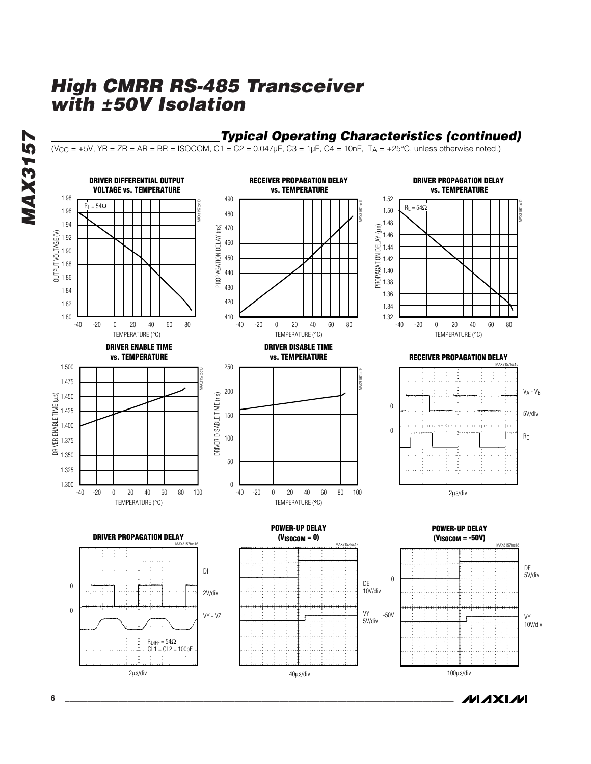## Typical Operating Characteristics (continued)

($V_{CC}$ = +5V, YR = ZR = AR = BR = ISOCOM, C1 = C2 = 0.047µF, C3 = 1µF, C4 = 10nF, $T_A$ = +25°C, unless otherwise noted.)

**DRIVER DIFFERENTIAL OUTPUT VOLTAGE vs. TEMPERATURE**

$R_L = 54\Omega$

OUTPUT VOLTAGE (V): 1.80 to 1.98; TEMPERATURE (°C): -40 to 80

**RECEIVER PROPAGATION DELAY vs. TEMPERATURE**

PROPAGATION DELAY (ns): 410 to 490; TEMPERATURE (°C): -40 to 80

**DRIVER PROPAGATION DELAY vs. TEMPERATURE**

$R_L = 54\Omega$

PROPAGATION DELAY (µs): 1.32 to 1.52; TEMPERATURE (°C): -40 to 80

**DRIVER ENABLE TIME vs. TEMPERATURE**

DRIVER ENABLE TIME (µs): 1.300 to 1.500; TEMPERATURE (°C): -40 to 100

**DRIVER DISABLE TIME vs. TEMPERATURE**

DRIVER DISABLE TIME (ns): 0 to 250; TEMPERATURE (°C): -40 to 100

**RECEIVER PROPAGATION DELAY**

$V_A - V_B$, $R_O$, 5V/div, 2µs/div

**DRIVER PROPAGATION DELAY**

DI, VY - VZ, 2V/div, $R_{DIFF} = 54\Omega$, CL1 = CL2 = 100pF, 2µs/div

**POWER-UP DELAY ($V_{ISOCOM}$ = 0)**

DE 10V/div, VY 5V/div, 40µs/div

**POWER-UP DELAY ($V_{ISOCOM}$ = -50V)**

DE 5V/div, VY 10V/div, -50V, 100µs/div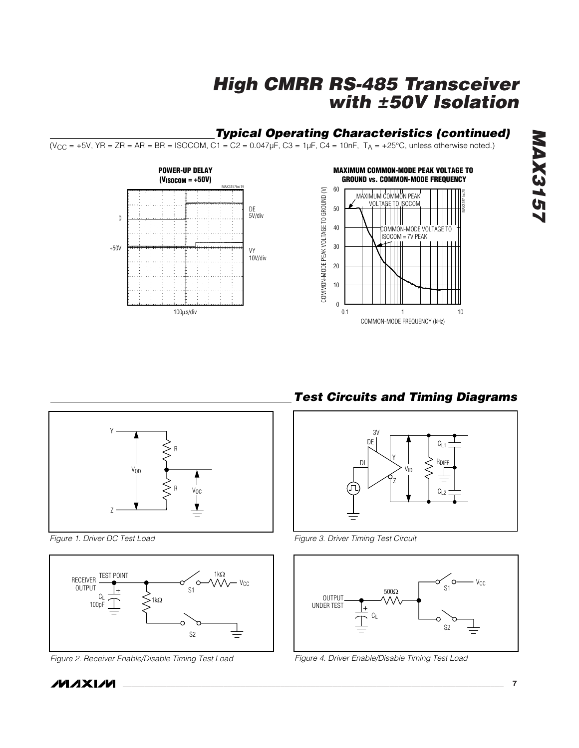## Typical Operating Characteristics (continued)

($V_{CC}$ = +5V, YR = ZR = AR = BR = ISOCOM, C1 = C2 = 0.047µF, C3 = 1µF, C4 = 10nF, $T_A$ = +25°C, unless otherwise noted.)

**POWER-UP DELAY ($V_{ISOCOM}$ = +50V)**

**MAXIMUM COMMON-MODE PEAK VOLTAGE TO GROUND vs. COMMON-MODE FREQUENCY**

## Test Circuits and Timing Diagrams

*Figure 1. Driver DC Test Load*

*Figure 2. Receiver Enable/Disable Timing Test Load*

*Figure 3. Driver Timing Test Circuit*

*Figure 4. Driver Enable/Disable Timing Test Load*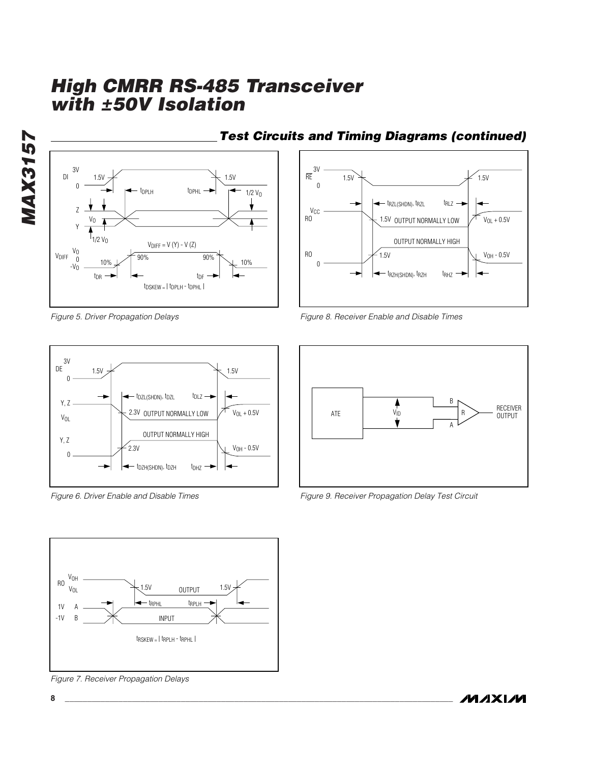## Test Circuits and Timing Diagrams (continued)

Figure 5. Driver Propagation Delays

Figure 6. Driver Enable and Disable Times

Figure 7. Receiver Propagation Delays

Figure 8. Receiver Enable and Disable Times

Figure 9. Receiver Propagation Delay Test Circuit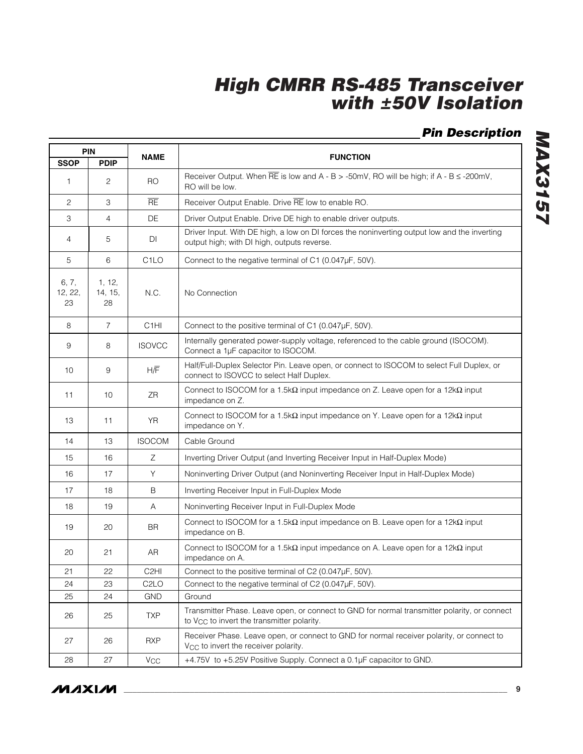## Pin Description

| PIN | | NAME | FUNCTION |
|---|---|---|---|
| SSOP | PDIP | | |
| 1 | 2 | RO | Receiver Output. When $\overline{RE}$ is low and A - B > -50mV, RO will be high; if A - B ≤ -200mV, RO will be low. |
| 2 | 3 | $\overline{RE}$ | Receiver Output Enable. Drive $\overline{RE}$ low to enable RO. |
| 3 | 4 | DE | Driver Output Enable. Drive DE high to enable driver outputs. |
| 4 | 5 | DI | Driver Input. With DE high, a low on DI forces the noninverting output low and the inverting output high; with DI high, outputs reverse. |
| 5 | 6 | C1LO | Connect to the negative terminal of C1 (0.047µF, 50V). |
| 6, 7, 12, 22, 23 | 1, 12, 14, 15, 28 | N.C. | No Connection |
| 8 | 7 | C1HI | Connect to the positive terminal of C1 (0.047µF, 50V). |
| 9 | 8 | ISOVCC | Internally generated power-supply voltage, referenced to the cable ground (ISOCOM). Connect a 1µF capacitor to ISOCOM. |
| 10 | 9 | H/$\overline{F}$ | Half/Full-Duplex Selector Pin. Leave open, or connect to ISOCOM to select Full Duplex, or connect to ISOVCC to select Half Duplex. |
| 11 | 10 | ZR | Connect to ISOCOM for a 1.5kΩ input impedance on Z. Leave open for a 12kΩ input impedance on Z. |
| 13 | 11 | YR | Connect to ISOCOM for a 1.5kΩ input impedance on Y. Leave open for a 12kΩ input impedance on Y. |
| 14 | 13 | ISOCOM | Cable Ground |
| 15 | 16 | Z | Inverting Driver Output (and Inverting Receiver Input in Half-Duplex Mode) |
| 16 | 17 | Y | Noninverting Driver Output (and Noninverting Receiver Input in Half-Duplex Mode) |
| 17 | 18 | B | Inverting Receiver Input in Full-Duplex Mode |
| 18 | 19 | A | Noninverting Receiver Input in Full-Duplex Mode |
| 19 | 20 | BR | Connect to ISOCOM for a 1.5kΩ input impedance on B. Leave open for a 12kΩ input impedance on B. |
| 20 | 21 | AR | Connect to ISOCOM for a 1.5kΩ input impedance on A. Leave open for a 12kΩ input impedance on A. |
| 21 | 22 | C2HI | Connect to the positive terminal of C2 (0.047µF, 50V). |
| 24 | 23 | C2LO | Connect to the negative terminal of C2 (0.047µF, 50V). |
| 25 | 24 | GND | Ground |
| 26 | 25 | TXP | Transmitter Phase. Leave open, or connect to GND for normal transmitter polarity, or connect to $V_{CC}$ to invert the transmitter polarity. |
| 27 | 26 | RXP | Receiver Phase. Leave open, or connect to GND for normal receiver polarity, or connect to $V_{CC}$ to invert the receiver polarity. |
| 28 | 27 | $V_{CC}$ | +4.75V to +5.25V Positive Supply. Connect a 0.1µF capacitor to GND. |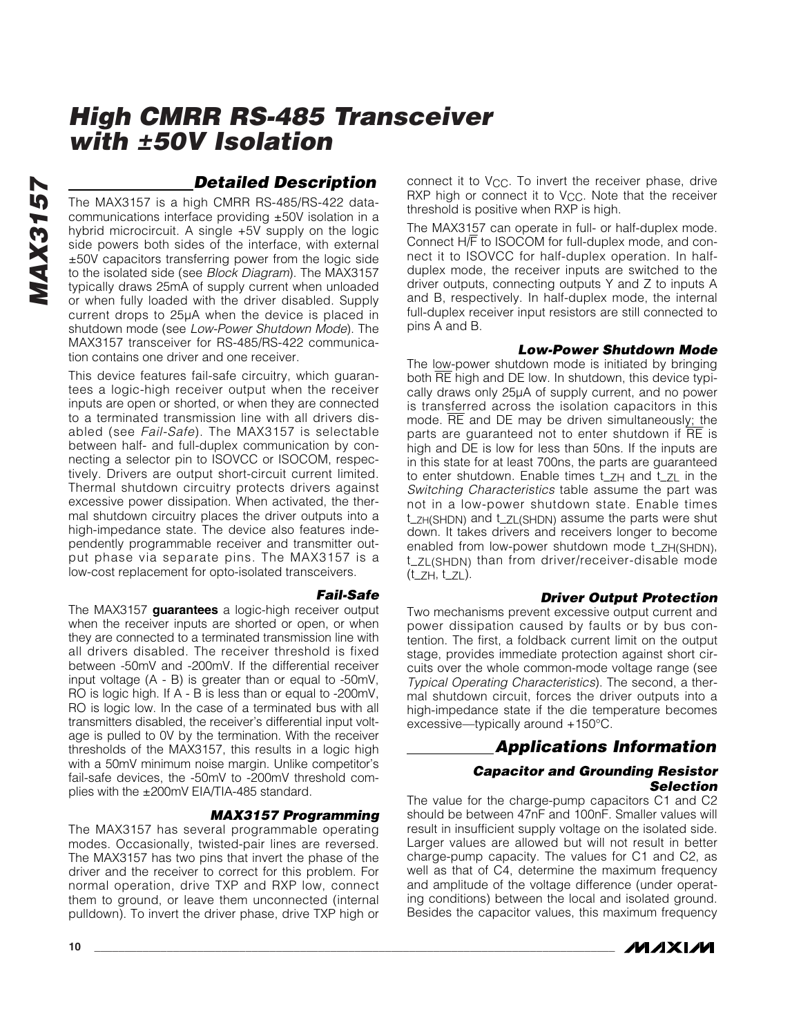## Detailed Description

The MAX3157 is a high CMRR RS-485/RS-422 datacommunications interface providing ±50V isolation in a hybrid microcircuit. A single +5V supply on the logic side powers both sides of the interface, with external ±50V capacitors transferring power from the logic side to the isolated side (see *Block Diagram*). The MAX3157 typically draws 25mA of supply current when unloaded or when fully loaded with the driver disabled. Supply current drops to 25µA when the device is placed in shutdown mode (see *Low-Power Shutdown Mode*). The MAX3157 transceiver for RS-485/RS-422 communication contains one driver and one receiver.

This device features fail-safe circuitry, which guarantees a logic-high receiver output when the receiver inputs are open or shorted, or when they are connected to a terminated transmission line with all drivers disabled (see *Fail-Safe*). The MAX3157 is selectable between half- and full-duplex communication by connecting a selector pin to ISOVCC or ISOCOM, respectively. Drivers are output short-circuit current limited. Thermal shutdown circuitry protects drivers against excessive power dissipation. When activated, the thermal shutdown circuitry places the driver outputs into a high-impedance state. The device also features independently programmable receiver and transmitter output phase via separate pins. The MAX3157 is a low-cost replacement for opto-isolated transceivers.

### Fail-Safe

The MAX3157 **guarantees** a logic-high receiver output when the receiver inputs are shorted or open, or when they are connected to a terminated transmission line with all drivers disabled. The receiver threshold is fixed between -50mV and -200mV. If the differential receiver input voltage (A - B) is greater than or equal to -50mV, RO is logic high. If A - B is less than or equal to -200mV, RO is logic low. In the case of a terminated bus with all transmitters disabled, the receiver's differential input voltage is pulled to 0V by the termination. With the receiver thresholds of the MAX3157, this results in a logic high with a 50mV minimum noise margin. Unlike competitor's fail-safe devices, the -50mV to -200mV threshold complies with the ±200mV EIA/TIA-485 standard.

### MAX3157 Programming

The MAX3157 has several programmable operating modes. Occasionally, twisted-pair lines are reversed. The MAX3157 has two pins that invert the phase of the driver and the receiver to correct for this problem. For normal operation, drive TXP and RXP low, connect them to ground, or leave them unconnected (internal pulldown). To invert the driver phase, drive TXP high or connect it to $V_{CC}$. To invert the receiver phase, drive RXP high or connect it to $V_{CC}$. Note that the receiver threshold is positive when RXP is high.

The MAX3157 can operate in full- or half-duplex mode. Connect H/$\overline{F}$ to ISOCOM for full-duplex mode, and connect it to ISOVCC for half-duplex operation. In half-duplex mode, the receiver inputs are switched to the driver outputs, connecting outputs Y and Z to inputs A and B, respectively. In half-duplex mode, the internal full-duplex receiver input resistors are still connected to pins A and B.

### Low-Power Shutdown Mode

The low-power shutdown mode is initiated by bringing both $\overline{RE}$ high and DE low. In shutdown, this device typically draws only 25µA of supply current, and no power is transferred across the isolation capacitors in this mode. $\overline{RE}$ and DE may be driven simultaneously; the parts are guaranteed not to enter shutdown if $\overline{RE}$ is high and DE is low for less than 50ns. If the inputs are in this state for at least 700ns, the parts are guaranteed to enter shutdown. Enable times $t_{ZH}$ and $t_{ZL}$ in the *Switching Characteristics* table assume the part was not in a low-power shutdown state. Enable times $t_{ZH(SHDN)}$ and $t_{ZL(SHDN)}$ assume the parts were shut down. It takes drivers and receivers longer to become enabled from low-power shutdown mode $t_{ZH(SHDN)}$, $t_{ZL(SHDN)}$ than from driver/receiver-disable mode ($t_{ZH}$, $t_{ZL}$).

### Driver Output Protection

Two mechanisms prevent excessive output current and power dissipation caused by faults or by bus contention. The first, a foldback current limit on the output stage, provides immediate protection against short circuits over the whole common-mode voltage range (see *Typical Operating Characteristics*). The second, a thermal shutdown circuit, forces the driver outputs into a high-impedance state if the die temperature becomes excessive—typically around +150°C.

## Applications Information

### Capacitor and Grounding Resistor Selection

The value for the charge-pump capacitors C1 and C2 should be between 47nF and 100nF. Smaller values will result in insufficient supply voltage on the isolated side. Larger values are allowed but will not result in better charge-pump capacity. The values for C1 and C2, as well as that of C4, determine the maximum frequency and amplitude of the voltage difference (under operating conditions) between the local and isolated ground. Besides the capacitor values, this maximum frequency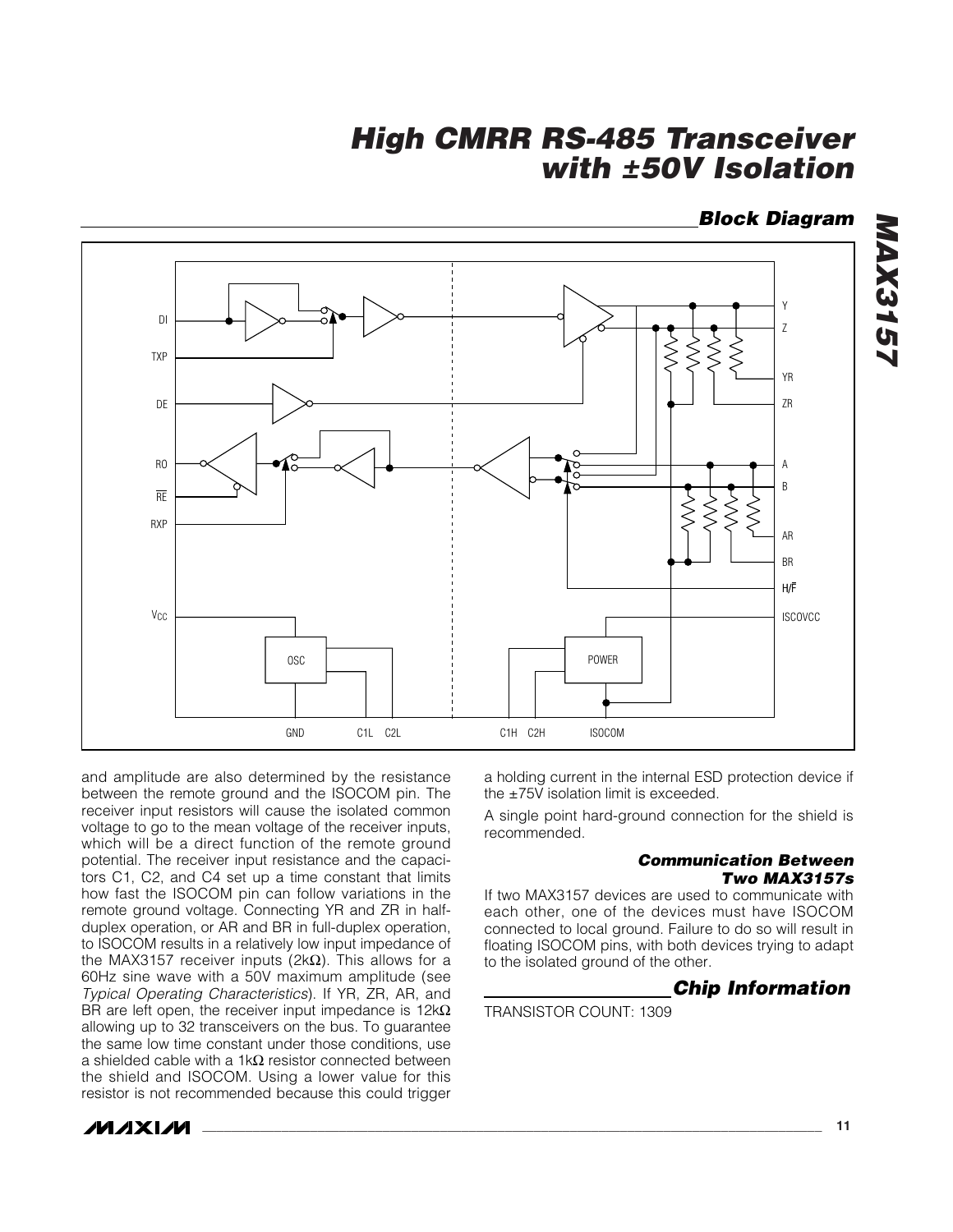## Block Diagram

and amplitude are also determined by the resistance between the remote ground and the ISOCOM pin. The receiver input resistors will cause the isolated common voltage to go to the mean voltage of the receiver inputs, which will be a direct function of the remote ground potential. The receiver input resistance and the capacitors C1, C2, and C4 set up a time constant that limits how fast the ISOCOM pin can follow variations in the remote ground voltage. Connecting YR and ZR in half-duplex operation, or AR and BR in full-duplex operation, to ISOCOM results in a relatively low input impedance of the MAX3157 receiver inputs (2kΩ). This allows for a 60Hz sine wave with a 50V maximum amplitude (see *Typical Operating Characteristics*). If YR, ZR, AR, and BR are left open, the receiver input impedance is 12kΩ allowing up to 32 transceivers on the bus. To guarantee the same low time constant under those conditions, use a shielded cable with a 1kΩ resistor connected between the shield and ISOCOM. Using a lower value for this resistor is not recommended because this could trigger a holding current in the internal ESD protection device if the ±75V isolation limit is exceeded.

A single point hard-ground connection for the shield is recommended.

### Communication Between Two MAX3157s

If two MAX3157 devices are used to communicate with each other, one of the devices must have ISOCOM connected to local ground. Failure to do so will result in floating ISOCOM pins, with both devices trying to adapt to the isolated ground of the other.

## Chip Information

TRANSISTOR COUNT: 1309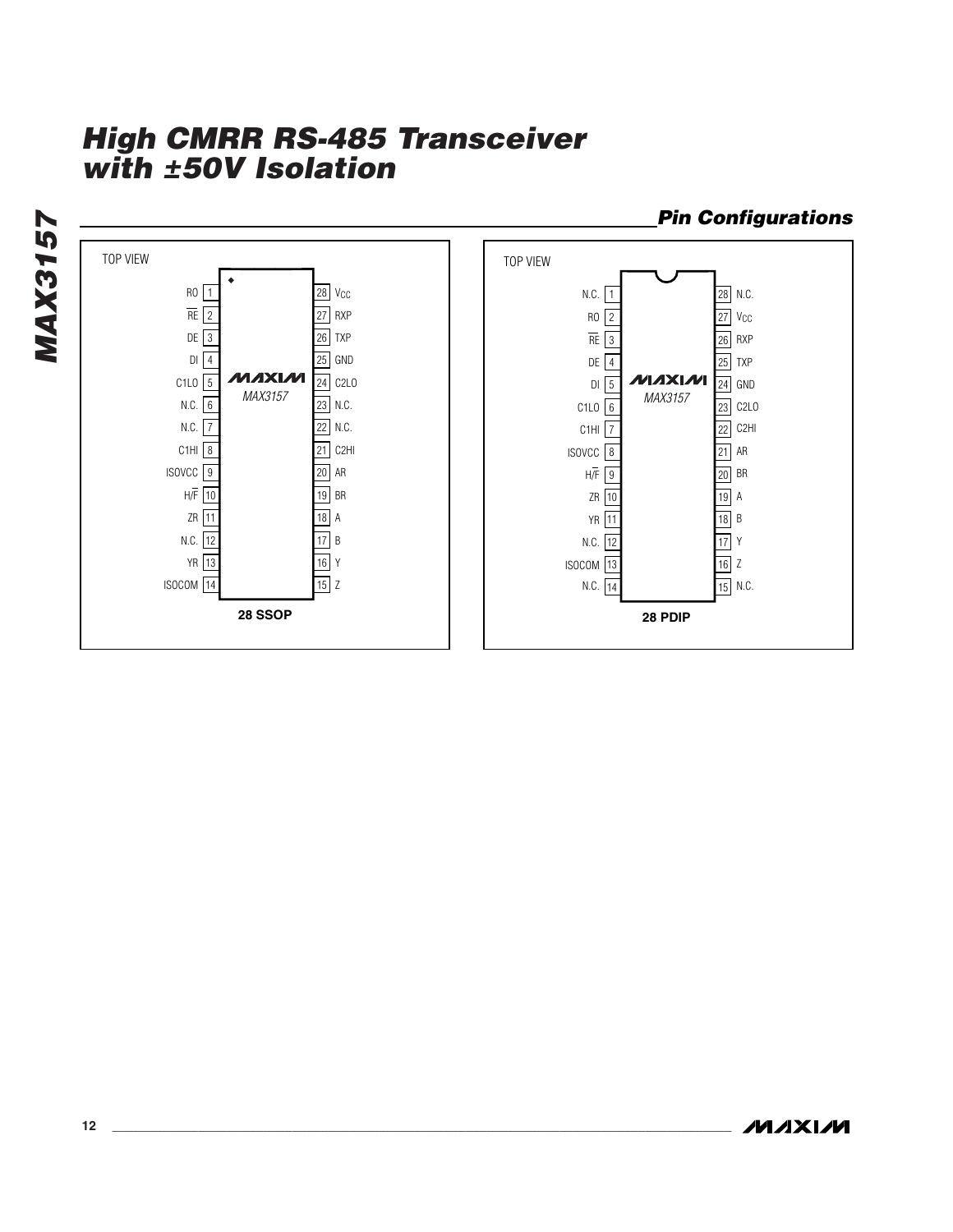## Pin Configurations

**28 SSOP** (TOP VIEW) — MAX3157

| Pin | Name | Pin | Name |
|---|---|---|---|
| 1 | RO | 28 | $V_{CC}$ |
| 2 | $\overline{RE}$ | 27 | RXP |
| 3 | DE | 26 | TXP |
| 4 | DI | 25 | GND |
| 5 | C1LO | 24 | C2LO |
| 6 | N.C. | 23 | N.C. |
| 7 | N.C. | 22 | N.C. |
| 8 | C1HI | 21 | C2HI |
| 9 | ISOVCC | 20 | AR |
| 10 | H/$\overline{F}$ | 19 | BR |
| 11 | ZR | 18 | A |
| 12 | N.C. | 17 | B |
| 13 | YR | 16 | Y |
| 14 | ISOCOM | 15 | Z |

**28 PDIP** (TOP VIEW) — MAX3157

| Pin | Name | Pin | Name |
|---|---|---|---|
| 1 | N.C. | 28 | N.C. |
| 2 | RO | 27 | $V_{CC}$ |
| 3 | $\overline{RE}$ | 26 | RXP |
| 4 | DE | 25 | TXP |
| 5 | DI | 24 | GND |
| 6 | C1LO | 23 | C2LO |
| 7 | C1HI | 22 | C2HI |
| 8 | ISOVCC | 21 | AR |
| 9 | H/$\overline{F}$ | 20 | BR |
| 10 | ZR | 19 | A |
| 11 | YR | 18 | B |
| 12 | N.C. | 17 | Y |
| 13 | ISOCOM | 16 | Z |
| 14 | N.C. | 15 | N.C. |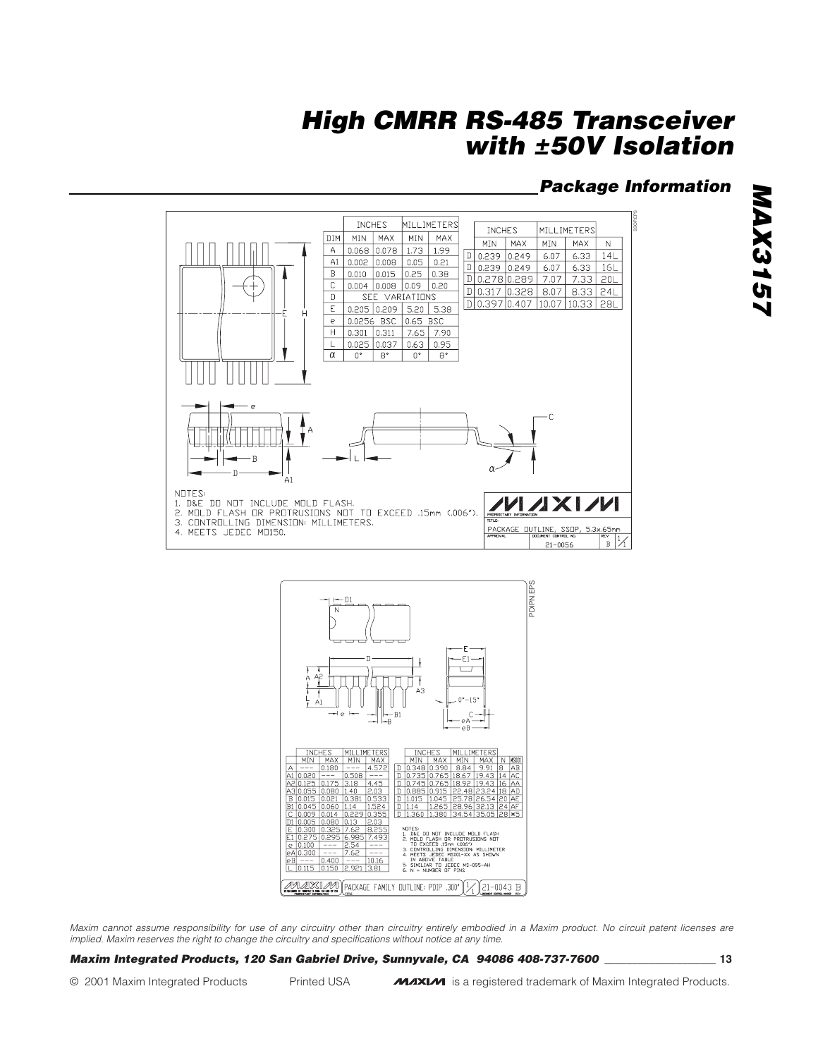## Package Information

| DIM | INCHES MIN | INCHES MAX | MILLIMETERS MIN | MILLIMETERS MAX |
|---|---|---|---|---|
| A | 0.068 | 0.078 | 1.73 | 1.99 |
| A1 | 0.002 | 0.008 | 0.05 | 0.21 |
| B | 0.010 | 0.015 | 0.25 | 0.38 |
| C | 0.004 | 0.008 | 0.09 | 0.20 |
| D | SEE VARIATIONS | | | |
| E | 0.205 | 0.209 | 5.20 | 5.38 |
| e | 0.0256 BSC | | 0.65 BSC | |
| H | 0.301 | 0.311 | 7.65 | 7.90 |
| L | 0.025 | 0.037 | 0.63 | 0.95 |
| α | 0° | 8° | 0° | 8° |

| | INCHES MIN | INCHES MAX | MILLIMETERS MIN | MILLIMETERS MAX | N |
|---|---|---|---|---|---|
| D | 0.239 | 0.249 | 6.07 | 6.33 | 14L |
| D | 0.239 | 0.249 | 6.07 | 6.33 | 16L |
| D | 0.278 | 0.289 | 7.07 | 7.33 | 20L |
| D | 0.317 | 0.328 | 8.07 | 8.33 | 24L |
| D | 0.397 | 0.407 | 10.07 | 10.33 | 28L |

NOTES:
1. D&E DO NOT INCLUDE MOLD FLASH.
2. MOLD FLASH OR PROTRUSIONS NOT TO EXCEED .15mm (.006").
3. CONTROLLING DIMENSION: MILLIMETERS.
4. MEETS JEDEC MO150.

MAXIM PROPRIETARY INFORMATION
TITLE: PACKAGE OUTLINE, SSOP, 5.3x.65mm
DOCUMENT CONTROL NO. 21-0056 REV B 1/1

| | INCHES MIN | INCHES MAX | MILLIMETERS MIN | MILLIMETERS MAX |
|---|---|---|---|---|
| A | --- | 0.180 | --- | 4.572 |
| A1 | 0.020 | --- | 0.508 | --- |
| A2 | 0.125 | 0.175 | 3.18 | 4.45 |
| A3 | 0.055 | 0.080 | 1.40 | 2.03 |
| B | 0.015 | 0.021 | 0.381 | 0.533 |
| B1 | 0.045 | 0.060 | 1.14 | 1.524 |
| C | 0.009 | 0.014 | 0.229 | 0.355 |
| D1 | 0.005 | 0.080 | 0.13 | 2.03 |
| E | 0.300 | 0.325 | 7.62 | 8.255 |
| E1 | 0.275 | 0.295 | 6.985 | 7.493 |
| e | 0.100 | --- | 2.54 | --- |
| eA | 0.300 | --- | 7.62 | --- |
| eB | --- | 0.400 | --- | 10.16 |
| L | 0.115 | 0.150 | 2.921 | 3.81 |

| | INCHES MIN | INCHES MAX | MILLIMETERS MIN | MILLIMETERS MAX | N | MS001 |
|---|---|---|---|---|---|---|
| D | 0.348 | 0.390 | 8.84 | 9.91 | 8 | AB |
| D | 0.735 | 0.765 | 18.67 | 19.43 | 14 | AC |
| D | 0.745 | 0.765 | 18.92 | 19.43 | 16 | AA |
| D | 0.885 | 0.915 | 22.48 | 23.24 | 18 | AD |
| D | 1.015 | 1.045 | 25.78 | 26.54 | 20 | AE |
| D | 1.14 | 1.265 | 28.96 | 32.13 | 24 | AF |
| D | 1.360 | 1.380 | 34.54 | 35.05 | 28 | *5 |

NOTES:
1. D&E DO NOT INCLUDE MOLD FLASH
2. MOLD FLASH OR PROTRUSIONS NOT TO EXCEED .15mm (.006")
3. CONTROLLING DIMENSION: MILLIMETER
4. MEETS JEDEC MS001-XX AS SHOWN IN ABOVE TABLE
5. SIMILAR TO JEDEC MS-095-AH
6. N = NUMBER OF PINS

MAXIM PROPRIETARY INFORMATION
PACKAGE FAMILY OUTLINE: PDIP .300" 1/1 21-0043 B

*Maxim cannot assume responsibility for use of any circuitry other than circuitry entirely embodied in a Maxim product. No circuit patent licenses are implied. Maxim reserves the right to change the circuitry and specifications without notice at any time.*

**Maxim Integrated Products, 120 San Gabriel Drive, Sunnyvale, CA 94086 408-737-7600**

© 2001 Maxim Integrated Products Printed USA MAXIM is a registered trademark of Maxim Integrated Products.